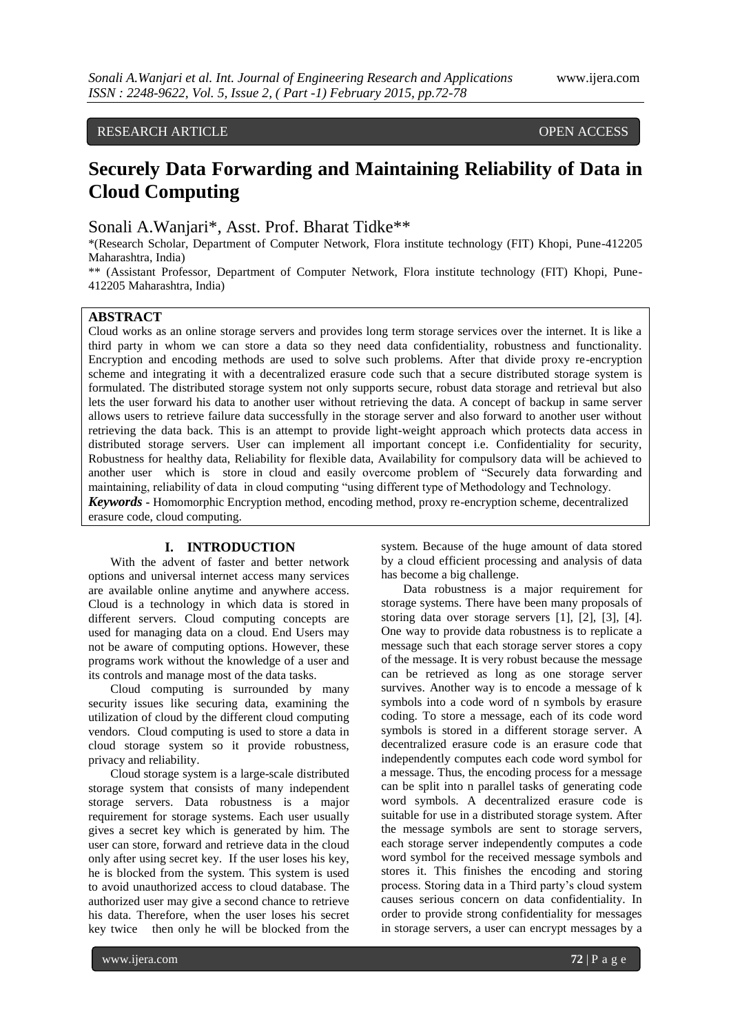RESEARCH ARTICLE OPEN ACCESS

# Securely Data Forwarding and Maintaining Reliability of Data in Cloud Computing

Sonali A.Wanjari*, Asst. Prof. Bharat Tidke**

*(Research Scholar, Department of Computer Network, Flora institute technology (FIT) Khopi, Pune-412205 Maharashtra, India)

** (Assistant Professor, Department of Computer Network, Flora institute technology (FIT) Khopi, Pune-412205 Maharashtra, India)

## ABSTRACT

Cloud works as an online storage servers and provides long term storage services over the internet. It is like a third party in whom we can store a data so they need data confidentiality, robustness and functionality. Encryption and encoding methods are used to solve such problems. After that divide proxy re-encryption scheme and integrating it with a decentralized erasure code such that a secure distributed storage system is formulated. The distributed storage system not only supports secure, robust data storage and retrieval but also lets the user forward his data to another user without retrieving the data. A concept of backup in same server allows users to retrieve failure data successfully in the storage server and also forward to another user without retrieving the data back. This is an attempt to provide light-weight approach which protects data access in distributed storage servers. User can implement all important concept i.e. Confidentiality for security, Robustness for healthy data, Reliability for flexible data, Availability for compulsory data will be achieved to another user which is store in cloud and easily overcome problem of "Securely data forwarding and maintaining, reliability of data in cloud computing "using different type of Methodology and Technology.

***Keywords* -** Homomorphic Encryption method, encoding method, proxy re-encryption scheme, decentralized erasure code, cloud computing.

## I. INTRODUCTION

With the advent of faster and better network options and universal internet access many services are available online anytime and anywhere access. Cloud is a technology in which data is stored in different servers. Cloud computing concepts are used for managing data on a cloud. End Users may not be aware of computing options. However, these programs work without the knowledge of a user and its controls and manage most of the data tasks.

Cloud computing is surrounded by many security issues like securing data, examining the utilization of cloud by the different cloud computing vendors. Cloud computing is used to store a data in cloud storage system so it provide robustness, privacy and reliability.

Cloud storage system is a large-scale distributed storage system that consists of many independent storage servers. Data robustness is a major requirement for storage systems. Each user usually gives a secret key which is generated by him. The user can store, forward and retrieve data in the cloud only after using secret key. If the user loses his key, he is blocked from the system. This system is used to avoid unauthorized access to cloud database. The authorized user may give a second chance to retrieve his data. Therefore, when the user loses his secret key twice then only he will be blocked from the system. Because of the huge amount of data stored by a cloud efficient processing and analysis of data has become a big challenge.

Data robustness is a major requirement for storage systems. There have been many proposals of storing data over storage servers [1], [2], [3], [4]. One way to provide data robustness is to replicate a message such that each storage server stores a copy of the message. It is very robust because the message can be retrieved as long as one storage server survives. Another way is to encode a message of k symbols into a code word of n symbols by erasure coding. To store a message, each of its code word symbols is stored in a different storage server. A decentralized erasure code is an erasure code that independently computes each code word symbol for a message. Thus, the encoding process for a message can be split into n parallel tasks of generating code word symbols. A decentralized erasure code is suitable for use in a distributed storage system. After the message symbols are sent to storage servers, each storage server independently computes a code word symbol for the received message symbols and stores it. This finishes the encoding and storing process. Storing data in a Third party's cloud system causes serious concern on data confidentiality. In order to provide strong confidentiality for messages in storage servers, a user can encrypt messages by a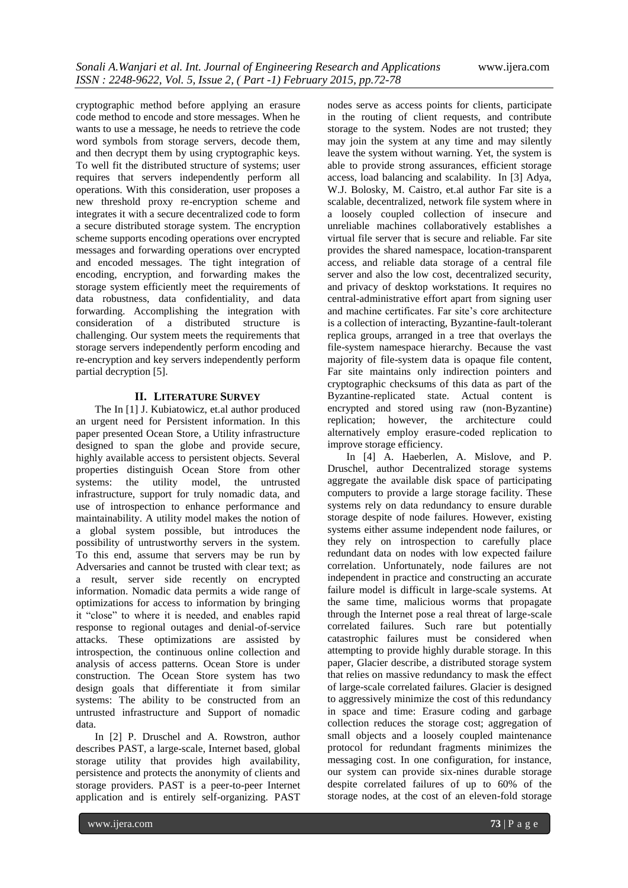cryptographic method before applying an erasure code method to encode and store messages. When he wants to use a message, he needs to retrieve the code word symbols from storage servers, decode them, and then decrypt them by using cryptographic keys. To well fit the distributed structure of systems; user requires that servers independently perform all operations. With this consideration, user proposes a new threshold proxy re-encryption scheme and integrates it with a secure decentralized code to form a secure distributed storage system. The encryption scheme supports encoding operations over encrypted messages and forwarding operations over encrypted and encoded messages. The tight integration of encoding, encryption, and forwarding makes the storage system efficiently meet the requirements of data robustness, data confidentiality, and data forwarding. Accomplishing the integration with consideration of a distributed structure is challenging. Our system meets the requirements that storage servers independently perform encoding and re-encryption and key servers independently perform partial decryption [5].

## II. Literature Survey

The In [1] J. Kubiatowicz, et.al author produced an urgent need for Persistent information. In this paper presented Ocean Store, a Utility infrastructure designed to span the globe and provide secure, highly available access to persistent objects. Several properties distinguish Ocean Store from other systems: the utility model, the untrusted infrastructure, support for truly nomadic data, and use of introspection to enhance performance and maintainability. A utility model makes the notion of a global system possible, but introduces the possibility of untrustworthy servers in the system. To this end, assume that servers may be run by Adversaries and cannot be trusted with clear text; as a result, server side recently on encrypted information. Nomadic data permits a wide range of optimizations for access to information by bringing it "close" to where it is needed, and enables rapid response to regional outages and denial-of-service attacks. These optimizations are assisted by introspection, the continuous online collection and analysis of access patterns. Ocean Store is under construction. The Ocean Store system has two design goals that differentiate it from similar systems: The ability to be constructed from an untrusted infrastructure and Support of nomadic data.

In [2] P. Druschel and A. Rowstron, author describes PAST, a large-scale, Internet based, global storage utility that provides high availability, persistence and protects the anonymity of clients and storage providers. PAST is a peer-to-peer Internet application and is entirely self-organizing. PAST nodes serve as access points for clients, participate in the routing of client requests, and contribute storage to the system. Nodes are not trusted; they may join the system at any time and may silently leave the system without warning. Yet, the system is able to provide strong assurances, efficient storage access, load balancing and scalability. In [3] Adya, W.J. Bolosky, M. Caistro, et.al author Far site is a scalable, decentralized, network file system where in a loosely coupled collection of insecure and unreliable machines collaboratively establishes a virtual file server that is secure and reliable. Far site provides the shared namespace, location-transparent access, and reliable data storage of a central file server and also the low cost, decentralized security, and privacy of desktop workstations. It requires no central-administrative effort apart from signing user and machine certificates. Far site's core architecture is a collection of interacting, Byzantine-fault-tolerant replica groups, arranged in a tree that overlays the file-system namespace hierarchy. Because the vast majority of file-system data is opaque file content, Far site maintains only indirection pointers and cryptographic checksums of this data as part of the Byzantine-replicated state. Actual content is encrypted and stored using raw (non-Byzantine) replication; however, the architecture could alternatively employ erasure-coded replication to improve storage efficiency.

In [4] A. Haeberlen, A. Mislove, and P. Druschel, author Decentralized storage systems aggregate the available disk space of participating computers to provide a large storage facility. These systems rely on data redundancy to ensure durable storage despite of node failures. However, existing systems either assume independent node failures, or they rely on introspection to carefully place redundant data on nodes with low expected failure correlation. Unfortunately, node failures are not independent in practice and constructing an accurate failure model is difficult in large-scale systems. At the same time, malicious worms that propagate through the Internet pose a real threat of large-scale correlated failures. Such rare but potentially catastrophic failures must be considered when attempting to provide highly durable storage. In this paper, Glacier describe, a distributed storage system that relies on massive redundancy to mask the effect of large-scale correlated failures. Glacier is designed to aggressively minimize the cost of this redundancy in space and time: Erasure coding and garbage collection reduces the storage cost; aggregation of small objects and a loosely coupled maintenance protocol for redundant fragments minimizes the messaging cost. In one configuration, for instance, our system can provide six-nines durable storage despite correlated failures of up to 60% of the storage nodes, at the cost of an eleven-fold storage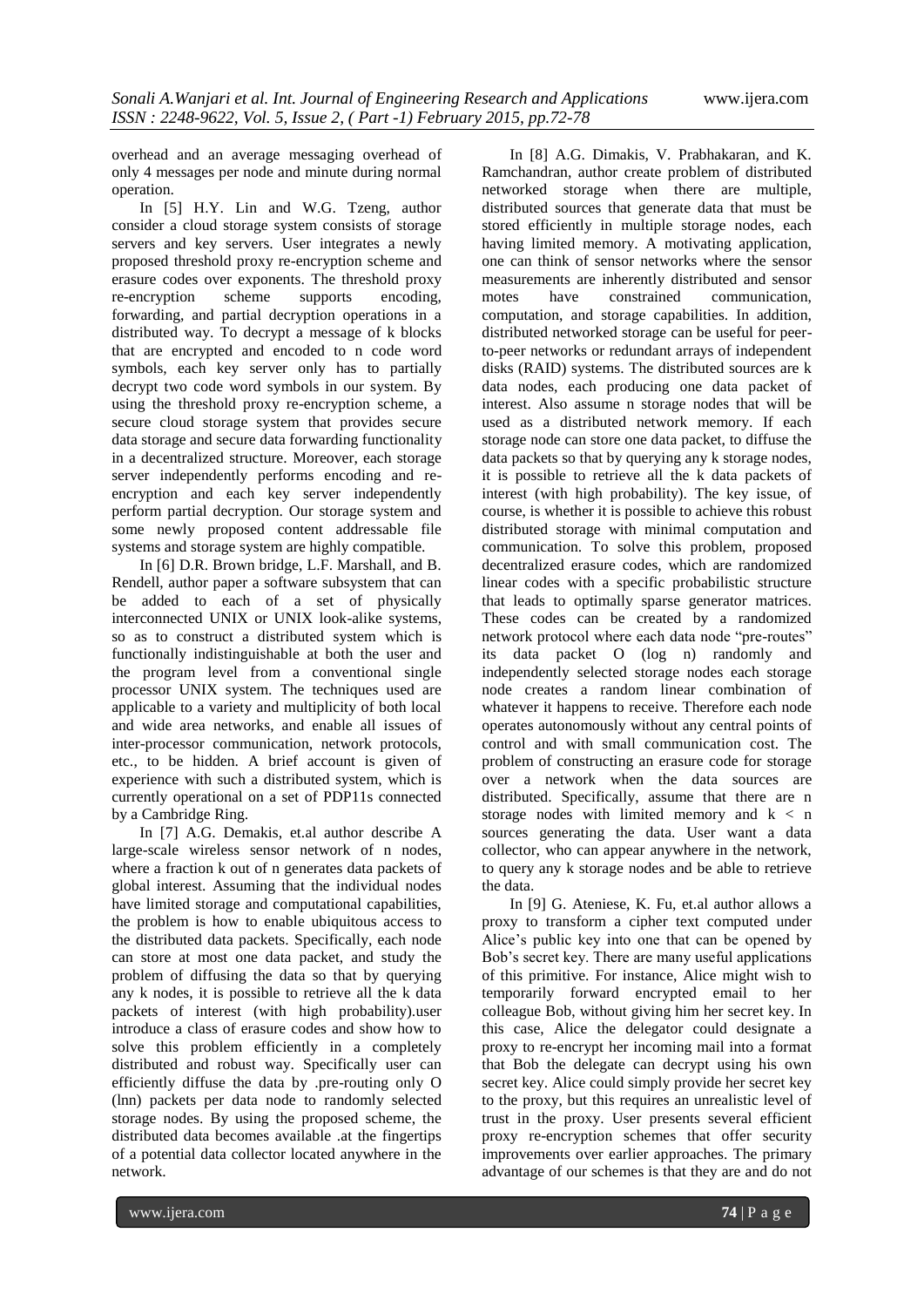overhead and an average messaging overhead of only 4 messages per node and minute during normal operation.

In [5] H.Y. Lin and W.G. Tzeng, author consider a cloud storage system consists of storage servers and key servers. User integrates a newly proposed threshold proxy re-encryption scheme and erasure codes over exponents. The threshold proxy re-encryption scheme supports encoding, forwarding, and partial decryption operations in a distributed way. To decrypt a message of k blocks that are encrypted and encoded to n code word symbols, each key server only has to partially decrypt two code word symbols in our system. By using the threshold proxy re-encryption scheme, a secure cloud storage system that provides secure data storage and secure data forwarding functionality in a decentralized structure. Moreover, each storage server independently performs encoding and re-encryption and each key server independently perform partial decryption. Our storage system and some newly proposed content addressable file systems and storage system are highly compatible.

In [6] D.R. Brown bridge, L.F. Marshall, and B. Rendell, author paper a software subsystem that can be added to each of a set of physically interconnected UNIX or UNIX look-alike systems, so as to construct a distributed system which is functionally indistinguishable at both the user and the program level from a conventional single processor UNIX system. The techniques used are applicable to a variety and multiplicity of both local and wide area networks, and enable all issues of inter-processor communication, network protocols, etc., to be hidden. A brief account is given of experience with such a distributed system, which is currently operational on a set of PDP11s connected by a Cambridge Ring.

In [7] A.G. Demakis, et.al author describe A large-scale wireless sensor network of n nodes, where a fraction k out of n generates data packets of global interest. Assuming that the individual nodes have limited storage and computational capabilities, the problem is how to enable ubiquitous access to the distributed data packets. Specifically, each node can store at most one data packet, and study the problem of diffusing the data so that by querying any k nodes, it is possible to retrieve all the k data packets of interest (with high probability).user introduce a class of erasure codes and show how to solve this problem efficiently in a completely distributed and robust way. Specifically user can efficiently diffuse the data by .pre-routing only O (lnn) packets per data node to randomly selected storage nodes. By using the proposed scheme, the distributed data becomes available .at the fingertips of a potential data collector located anywhere in the network.

In [8] A.G. Dimakis, V. Prabhakaran, and K. Ramchandran, author create problem of distributed networked storage when there are multiple, distributed sources that generate data that must be stored efficiently in multiple storage nodes, each having limited memory. A motivating application, one can think of sensor networks where the sensor measurements are inherently distributed and sensor motes have constrained communication, computation, and storage capabilities. In addition, distributed networked storage can be useful for peer-to-peer networks or redundant arrays of independent disks (RAID) systems. The distributed sources are k data nodes, each producing one data packet of interest. Also assume n storage nodes that will be used as a distributed network memory. If each storage node can store one data packet, to diffuse the data packets so that by querying any k storage nodes, it is possible to retrieve all the k data packets of interest (with high probability). The key issue, of course, is whether it is possible to achieve this robust distributed storage with minimal computation and communication. To solve this problem, proposed decentralized erasure codes, which are randomized linear codes with a specific probabilistic structure that leads to optimally sparse generator matrices. These codes can be created by a randomized network protocol where each data node "pre-routes" its data packet O (log n) randomly and independently selected storage nodes each storage node creates a random linear combination of whatever it happens to receive. Therefore each node operates autonomously without any central points of control and with small communication cost. The problem of constructing an erasure code for storage over a network when the data sources are distributed. Specifically, assume that there are n storage nodes with limited memory and $k < n$ sources generating the data. User want a data collector, who can appear anywhere in the network, to query any k storage nodes and be able to retrieve the data.

In [9] G. Ateniese, K. Fu, et.al author allows a proxy to transform a cipher text computed under Alice's public key into one that can be opened by Bob's secret key. There are many useful applications of this primitive. For instance, Alice might wish to temporarily forward encrypted email to her colleague Bob, without giving him her secret key. In this case, Alice the delegator could designate a proxy to re-encrypt her incoming mail into a format that Bob the delegate can decrypt using his own secret key. Alice could simply provide her secret key to the proxy, but this requires an unrealistic level of trust in the proxy. User presents several efficient proxy re-encryption schemes that offer security improvements over earlier approaches. The primary advantage of our schemes is that they are and do not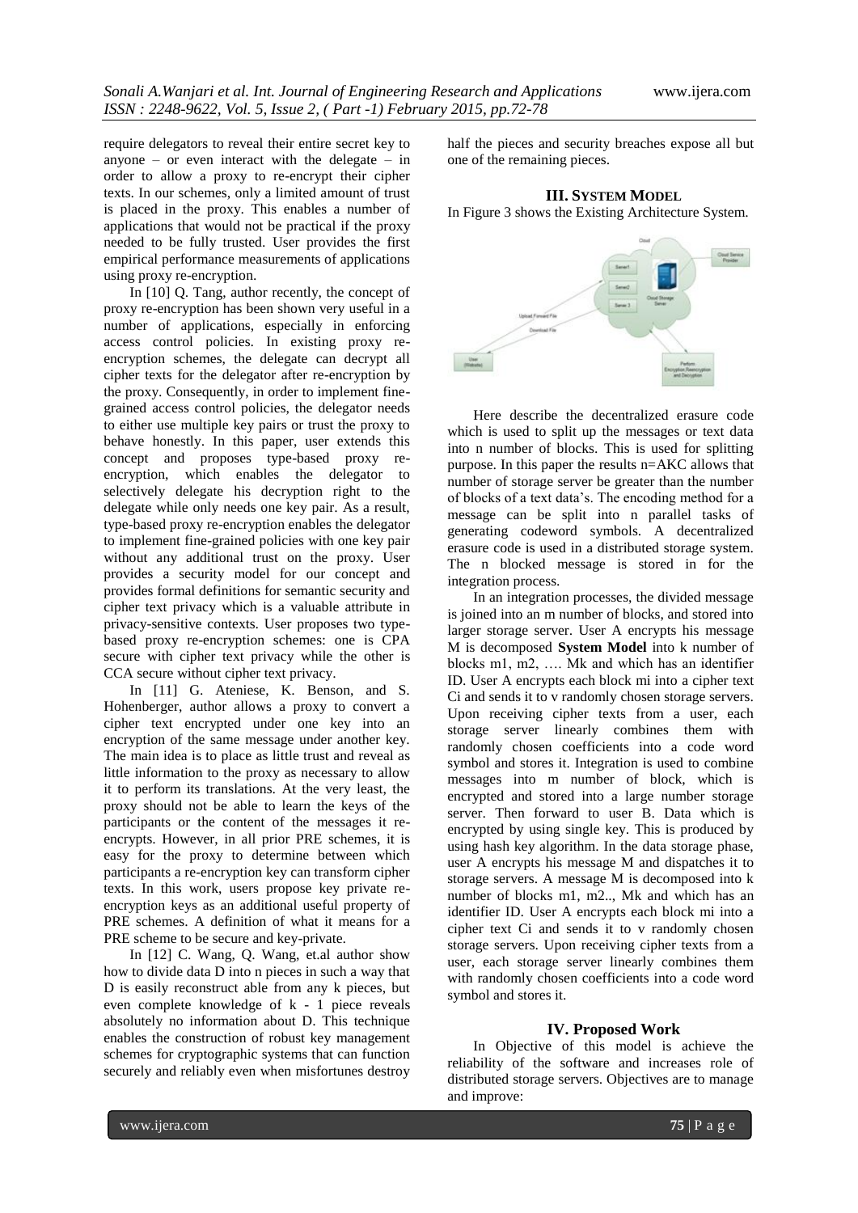require delegators to reveal their entire secret key to anyone – or even interact with the delegate – in order to allow a proxy to re-encrypt their cipher texts. In our schemes, only a limited amount of trust is placed in the proxy. This enables a number of applications that would not be practical if the proxy needed to be fully trusted. User provides the first empirical performance measurements of applications using proxy re-encryption.

In [10] Q. Tang, author recently, the concept of proxy re-encryption has been shown very useful in a number of applications, especially in enforcing access control policies. In existing proxy re-encryption schemes, the delegate can decrypt all cipher texts for the delegator after re-encryption by the proxy. Consequently, in order to implement fine-grained access control policies, the delegator needs to either use multiple key pairs or trust the proxy to behave honestly. In this paper, user extends this concept and proposes type-based proxy re-encryption, which enables the delegator to selectively delegate his decryption right to the delegate while only needs one key pair. As a result, type-based proxy re-encryption enables the delegator to implement fine-grained policies with one key pair without any additional trust on the proxy. User provides a security model for our concept and provides formal definitions for semantic security and cipher text privacy which is a valuable attribute in privacy-sensitive contexts. User proposes two type-based proxy re-encryption schemes: one is CPA secure with cipher text privacy while the other is CCA secure without cipher text privacy.

In [11] G. Ateniese, K. Benson, and S. Hohenberger, author allows a proxy to convert a cipher text encrypted under one key into an encryption of the same message under another key. The main idea is to place as little trust and reveal as little information to the proxy as necessary to allow it to perform its translations. At the very least, the proxy should not be able to learn the keys of the participants or the content of the messages it re-encrypts. However, in all prior PRE schemes, it is easy for the proxy to determine between which participants a re-encryption key can transform cipher texts. In this work, users propose key private re-encryption keys as an additional useful property of PRE schemes. A definition of what it means for a PRE scheme to be secure and key-private.

In [12] C. Wang, Q. Wang, et.al author show how to divide data D into n pieces in such a way that D is easily reconstruct able from any k pieces, but even complete knowledge of k - 1 piece reveals absolutely no information about D. This technique enables the construction of robust key management schemes for cryptographic systems that can function securely and reliably even when misfortunes destroy half the pieces and security breaches expose all but one of the remaining pieces.

## III. System Model

In Figure 3 shows the Existing Architecture System.

Here describe the decentralized erasure code which is used to split up the messages or text data into n number of blocks. This is used for splitting purpose. In this paper the results n=AKC allows that number of storage server be greater than the number of blocks of a text data's. The encoding method for a message can be split into n parallel tasks of generating codeword symbols. A decentralized erasure code is used in a distributed storage system. The n blocked message is stored in for the integration process.

In an integration processes, the divided message is joined into an m number of blocks, and stored into larger storage server. User A encrypts his message M is decomposed **System Model** into k number of blocks m1, m2, …. Mk and which has an identifier ID. User A encrypts each block mi into a cipher text Ci and sends it to v randomly chosen storage servers. Upon receiving cipher texts from a user, each storage server linearly combines them with randomly chosen coefficients into a code word symbol and stores it. Integration is used to combine messages into m number of block, which is encrypted and stored into a large number storage server. Then forward to user B. Data which is encrypted by using single key. This is produced by using hash key algorithm. In the data storage phase, user A encrypts his message M and dispatches it to storage servers. A message M is decomposed into k number of blocks m1, m2.., Mk and which has an identifier ID. User A encrypts each block mi into a cipher text Ci and sends it to v randomly chosen storage servers. Upon receiving cipher texts from a user, each storage server linearly combines them with randomly chosen coefficients into a code word symbol and stores it.

## IV. Proposed Work

In Objective of this model is achieve the reliability of the software and increases role of distributed storage servers. Objectives are to manage and improve: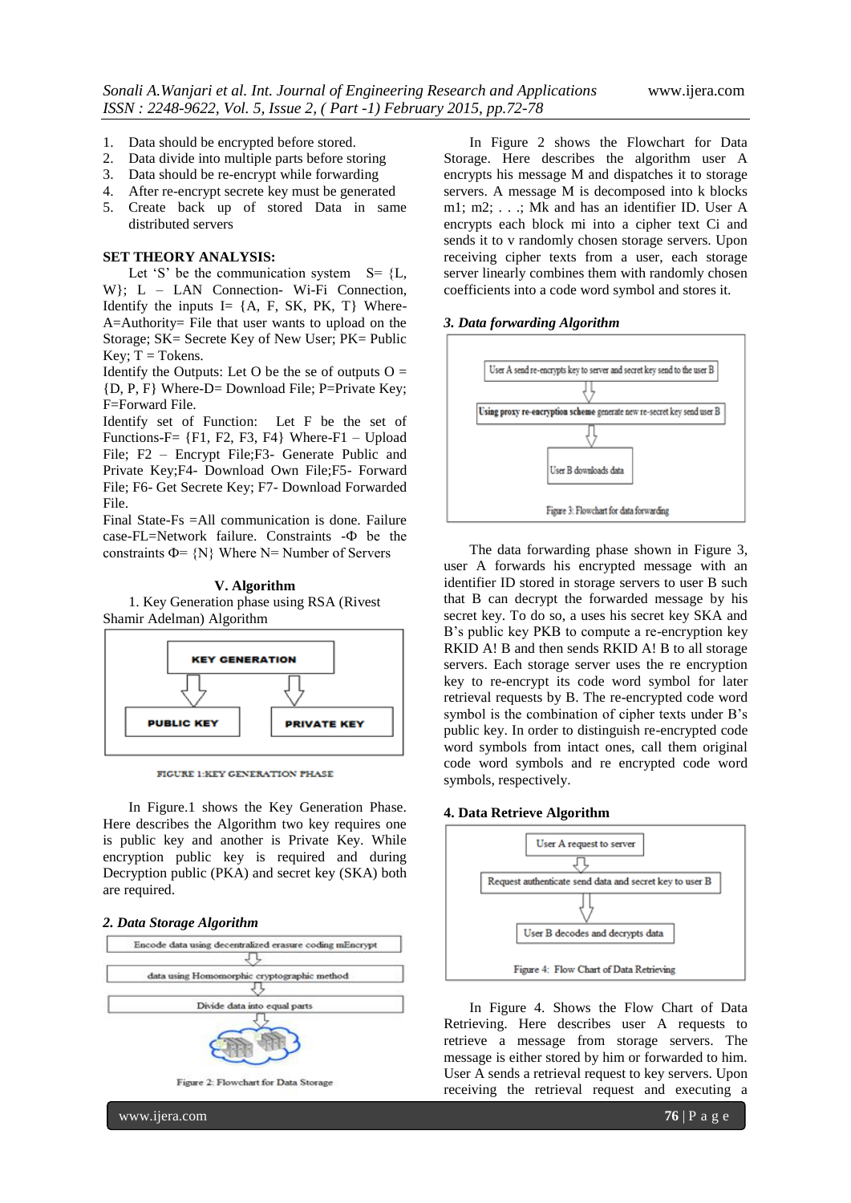1. Data should be encrypted before stored.
2. Data divide into multiple parts before storing
3. Data should be re-encrypt while forwarding
4. After re-encrypt secrete key must be generated
5. Create back up of stored Data in same distributed servers

**SET THEORY ANALYSIS:**

Let 'S' be the communication system S= {L, W}; L – LAN Connection- Wi-Fi Connection, Identify the inputs I= {A, F, SK, PK, T} Where- A=Authority= File that user wants to upload on the Storage; SK= Secrete Key of New User; PK= Public Key; T = Tokens.

Identify the Outputs: Let O be the se of outputs O = {D, P, F} Where-D= Download File; P=Private Key; F=Forward File.

Identify set of Function: Let F be the set of Functions-F= {F1, F2, F3, F4} Where-F1 – Upload File; F2 – Encrypt File;F3- Generate Public and Private Key;F4- Download Own File;F5- Forward File; F6- Get Secrete Key; F7- Download Forwarded File.

Final State-Fs =All communication is done. Failure case-FL=Network failure. Constraints -Φ be the constraints Φ= {N} Where N= Number of Servers

## V. Algorithm

1. Key Generation phase using RSA (Rivest Shamir Adelman) Algorithm

KEY GENERATION → PUBLIC KEY, PRIVATE KEY

FIGURE 1:KEY GENERATION PHASE

In Figure.1 shows the Key Generation Phase. Here describes the Algorithm two key requires one is public key and another is Private Key. While encryption public key is required and during Decryption public (PKA) and secret key (SKA) both are required.

### *2. Data Storage Algorithm*

Encode data using decentralized erasure coding mEncrypt → data using Homomorphic cryptographic method → Divide data into equal parts

Figure 2: Flowchart for Data Storage

In Figure 2 shows the Flowchart for Data Storage. Here describes the algorithm user A encrypts his message M and dispatches it to storage servers. A message M is decomposed into k blocks m1; m2; . . .; Mk and has an identifier ID. User A encrypts each block mi into a cipher text Ci and sends it to v randomly chosen storage servers. Upon receiving cipher texts from a user, each storage server linearly combines them with randomly chosen coefficients into a code word symbol and stores it.

### *3. Data forwarding Algorithm*

User A send re-encrypts key to server and secret key send to the user B → Using proxy re-encryption scheme generate new re-secret key send user B → User B downloads data

Figure 3: Flowchart for data forwarding

The data forwarding phase shown in Figure 3, user A forwards his encrypted message with an identifier ID stored in storage servers to user B such that B can decrypt the forwarded message by his secret key. To do so, a uses his secret key SKA and B's public key PKB to compute a re-encryption key RKID A! B and then sends RKID A! B to all storage servers. Each storage server uses the re encryption key to re-encrypt its code word symbol for later retrieval requests by B. The re-encrypted code word symbol is the combination of cipher texts under B's public key. In order to distinguish re-encrypted code word symbols from intact ones, call them original code word symbols and re encrypted code word symbols, respectively.

### 4. Data Retrieve Algorithm

User A request to server → Request authenticate send data and secret key to user B → User B decodes and decrypts data

Figure 4: Flow Chart of Data Retrieving

In Figure 4. Shows the Flow Chart of Data Retrieving. Here describes user A requests to retrieve a message from storage servers. The message is either stored by him or forwarded to him. User A sends a retrieval request to key servers. Upon receiving the retrieval request and executing a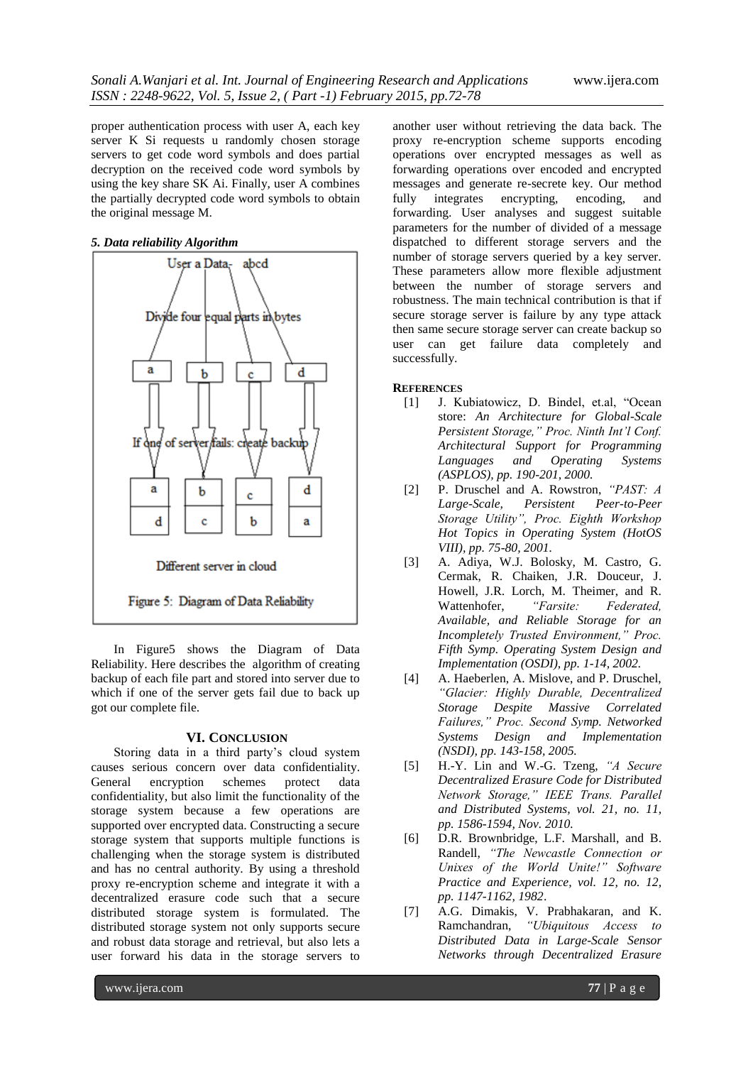proper authentication process with user A, each key server K Si requests u randomly chosen storage servers to get code word symbols and does partial decryption on the received code word symbols by using the key share SK Ai. Finally, user A combines the partially decrypted code word symbols to obtain the original message M.

***5. Data reliability Algorithm***

Figure 5: Diagram of Data Reliability

In Figure5 shows the Diagram of Data Reliability. Here describes the algorithm of creating backup of each file part and stored into server due to which if one of the server gets fail due to back up got our complete file.

## VI. CONCLUSION

Storing data in a third party's cloud system causes serious concern over data confidentiality. General encryption schemes protect data confidentiality, but also limit the functionality of the storage system because a few operations are supported over encrypted data. Constructing a secure storage system that supports multiple functions is challenging when the storage system is distributed and has no central authority. By using a threshold proxy re-encryption scheme and integrate it with a decentralized erasure code such that a secure distributed storage system is formulated. The distributed storage system not only supports secure and robust data storage and retrieval, but also lets a user forward his data in the storage servers to another user without retrieving the data back. The proxy re-encryption scheme supports encoding operations over encrypted messages as well as forwarding operations over encoded and encrypted messages and generate re-secrete key. Our method fully integrates encrypting, encoding, and forwarding. User analyses and suggest suitable parameters for the number of divided of a message dispatched to different storage servers and the number of storage servers queried by a key server. These parameters allow more flexible adjustment between the number of storage servers and robustness. The main technical contribution is that if secure storage server is failure by any type attack then same secure storage server can create backup so user can get failure data completely and successfully.

**REFERENCES**

[1] J. Kubiatowicz, D. Bindel, et.al, "Ocean store: *An Architecture for Global-Scale Persistent Storage," Proc. Ninth Int'l Conf. Architectural Support for Programming Languages and Operating Systems (ASPLOS), pp. 190-201, 2000.*

[2] P. Druschel and A. Rowstron, *"PAST: A Large-Scale, Persistent Peer-to-Peer Storage Utility", Proc. Eighth Workshop Hot Topics in Operating System (HotOS VIII), pp. 75-80, 2001.*

[3] A. Adiya, W.J. Bolosky, M. Castro, G. Cermak, R. Chaiken, J.R. Douceur, J. Howell, J.R. Lorch, M. Theimer, and R. Wattenhofer, *"Farsite: Federated, Available, and Reliable Storage for an Incompletely Trusted Environment," Proc. Fifth Symp. Operating System Design and Implementation (OSDI), pp. 1-14, 2002.*

[4] A. Haeberlen, A. Mislove, and P. Druschel, *"Glacier: Highly Durable, Decentralized Storage Despite Massive Correlated Failures," Proc. Second Symp. Networked Systems Design and Implementation (NSDI), pp. 143-158, 2005.*

[5] H.-Y. Lin and W.-G. Tzeng, *"A Secure Decentralized Erasure Code for Distributed Network Storage," IEEE Trans. Parallel and Distributed Systems, vol. 21, no. 11, pp. 1586-1594, Nov. 2010.*

[6] D.R. Brownbridge, L.F. Marshall, and B. Randell, *"The Newcastle Connection or Unixes of the World Unite!" Software Practice and Experience, vol. 12, no. 12, pp. 1147-1162, 1982*.

[7] A.G. Dimakis, V. Prabhakaran, and K. Ramchandran, *"Ubiquitous Access to Distributed Data in Large-Scale Sensor Networks through Decentralized Erasure*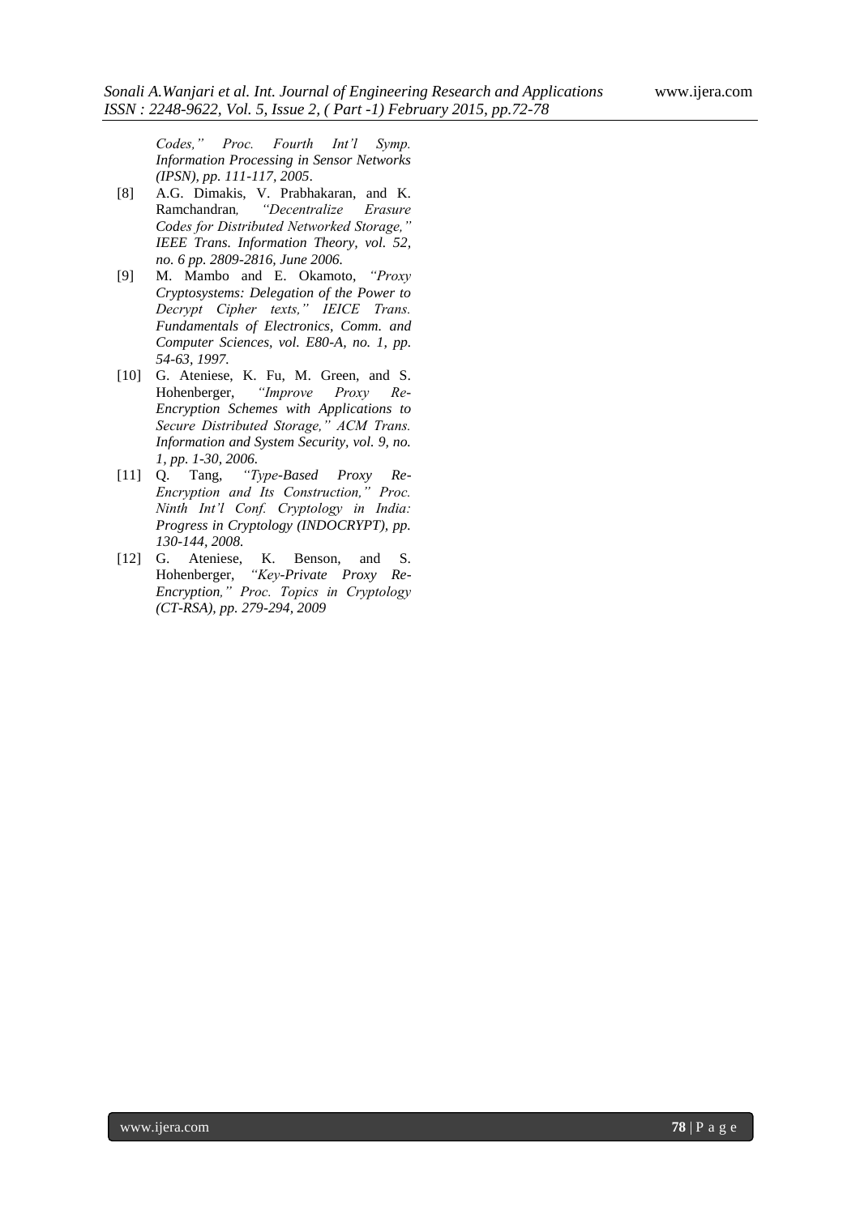*Codes," Proc. Fourth Int'l Symp. Information Processing in Sensor Networks (IPSN), pp. 111-117, 2005*.

[8] A.G. Dimakis, V. Prabhakaran, and K. Ramchandran*, "Decentralize Erasure Codes for Distributed Networked Storage," IEEE Trans. Information Theory, vol. 52, no. 6 pp. 2809-2816, June 2006.*

[9] M. Mambo and E. Okamoto, *"Proxy Cryptosystems: Delegation of the Power to Decrypt Cipher texts," IEICE Trans. Fundamentals of Electronics, Comm. and Computer Sciences, vol. E80-A, no. 1, pp. 54-63, 1997.*

[10] G. Ateniese, K. Fu, M. Green, and S. Hohenberger, *"Improve Proxy Re-Encryption Schemes with Applications to Secure Distributed Storage," ACM Trans. Information and System Security, vol. 9, no. 1, pp. 1-30, 2006.*

[11] Q. Tang, *"Type-Based Proxy Re-Encryption and Its Construction," Proc. Ninth Int'l Conf. Cryptology in India: Progress in Cryptology (INDOCRYPT), pp. 130-144, 2008.*

[12] G. Ateniese, K. Benson, and S. Hohenberger, *"Key-Private Proxy Re-Encryption," Proc. Topics in Cryptology (CT-RSA), pp. 279-294, 2009*